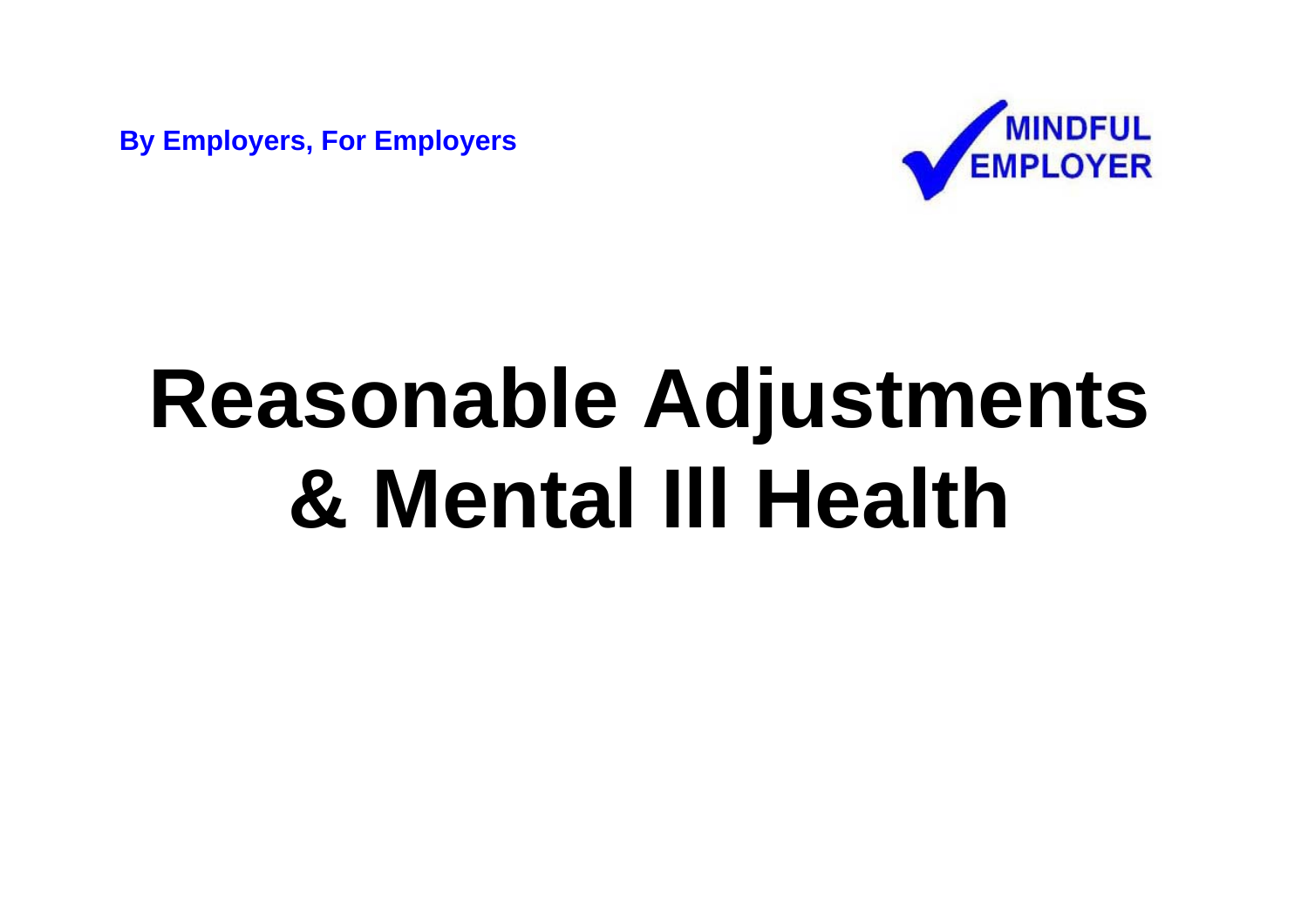**By Employers, For Employers**

MINDFUL EMPLOYER

# Reasonable Adjustments & Mental Ill Health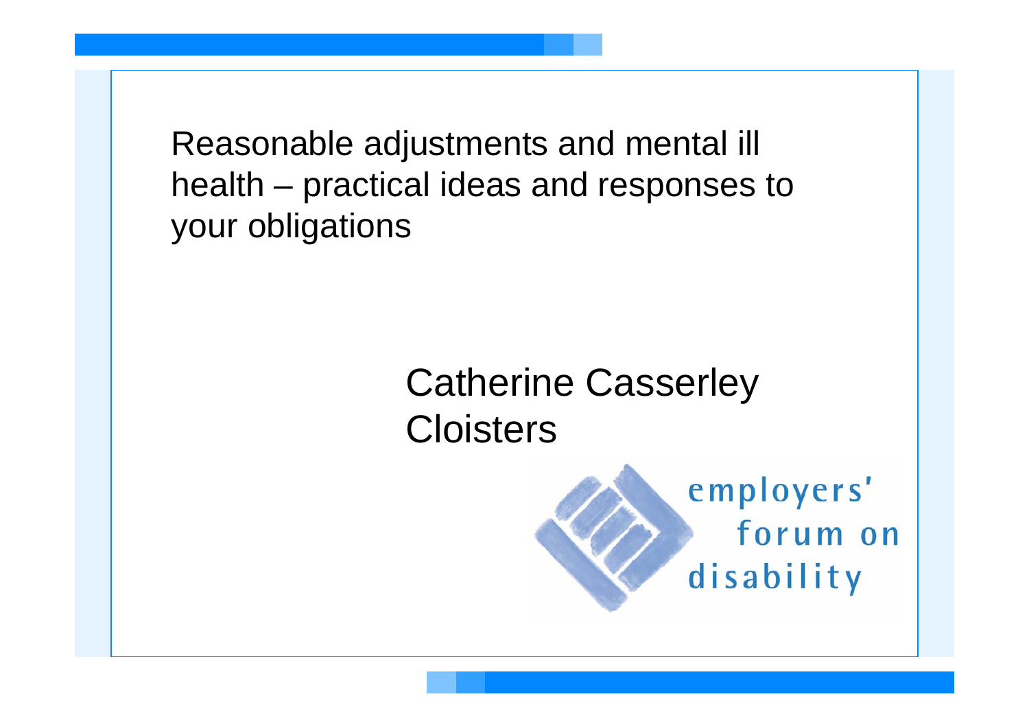# Reasonable adjustments and mental ill health – practical ideas and responses to your obligations

Catherine Casserley
Cloisters

employers' forum on disability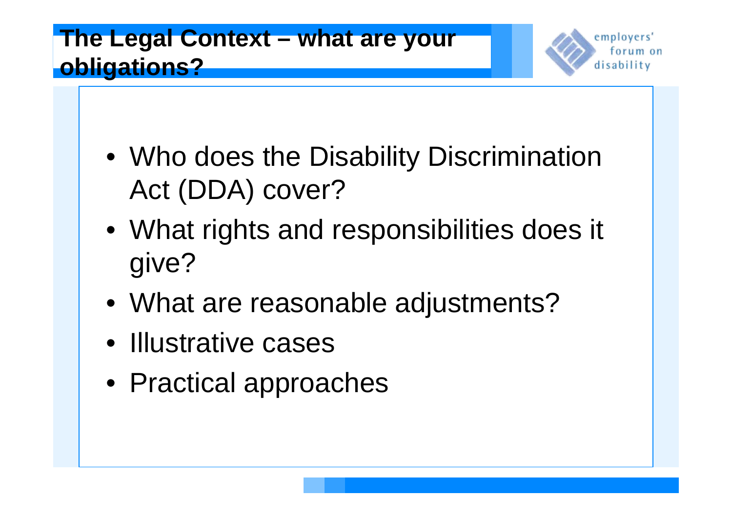# The Legal Context – what are your obligations?

- Who does the Disability Discrimination Act (DDA) cover?
- What rights and responsibilities does it give?
- What are reasonable adjustments?
- Illustrative cases
- Practical approaches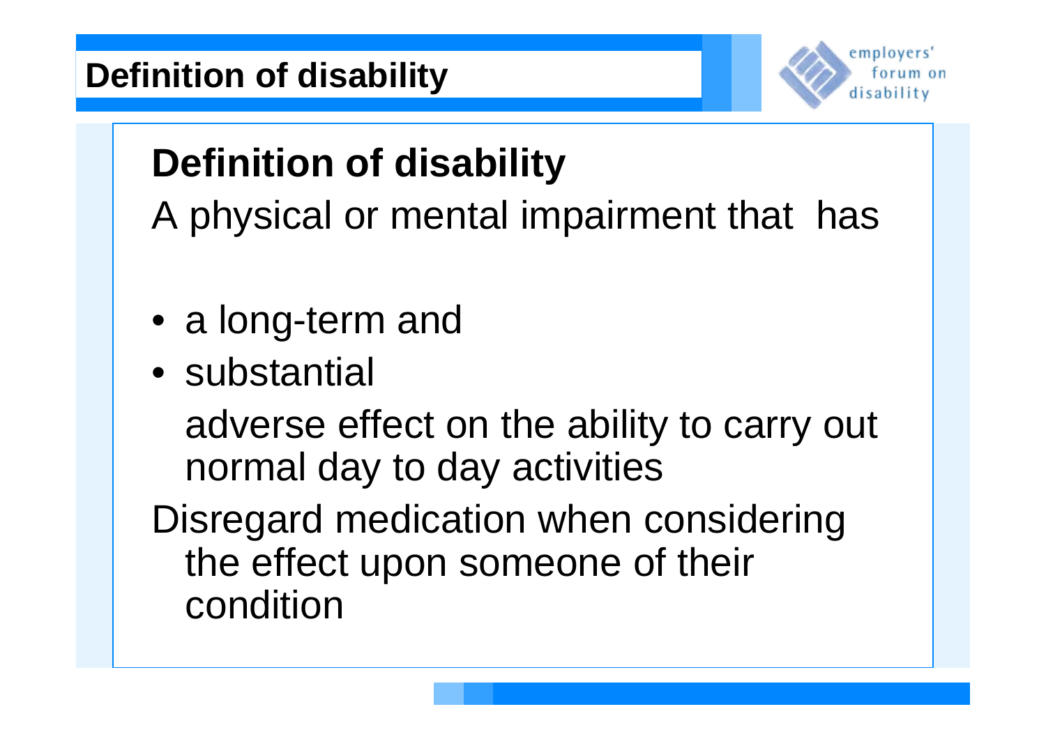# Definition of disability

## Definition of disability

A physical or mental impairment that has

- a long-term and
- substantial

  adverse effect on the ability to carry out normal day to day activities

Disregard medication when considering the effect upon someone of their condition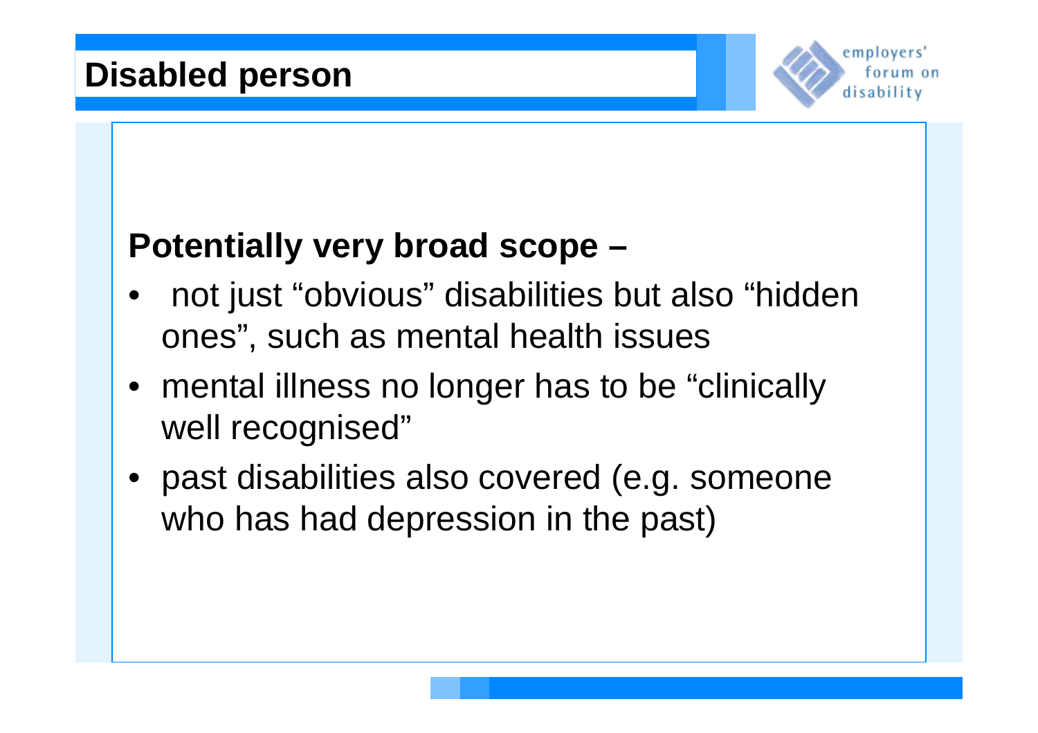# Disabled person

**Potentially very broad scope –**

- not just "obvious" disabilities but also "hidden ones", such as mental health issues
- mental illness no longer has to be "clinically well recognised"
- past disabilities also covered (e.g. someone who has had depression in the past)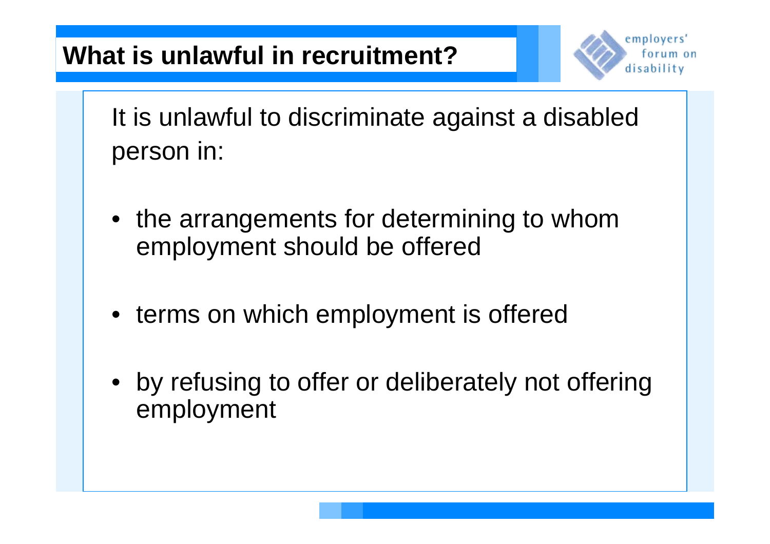# What is unlawful in recruitment?

It is unlawful to discriminate against a disabled person in:

- the arrangements for determining to whom employment should be offered
- terms on which employment is offered
- by refusing to offer or deliberately not offering employment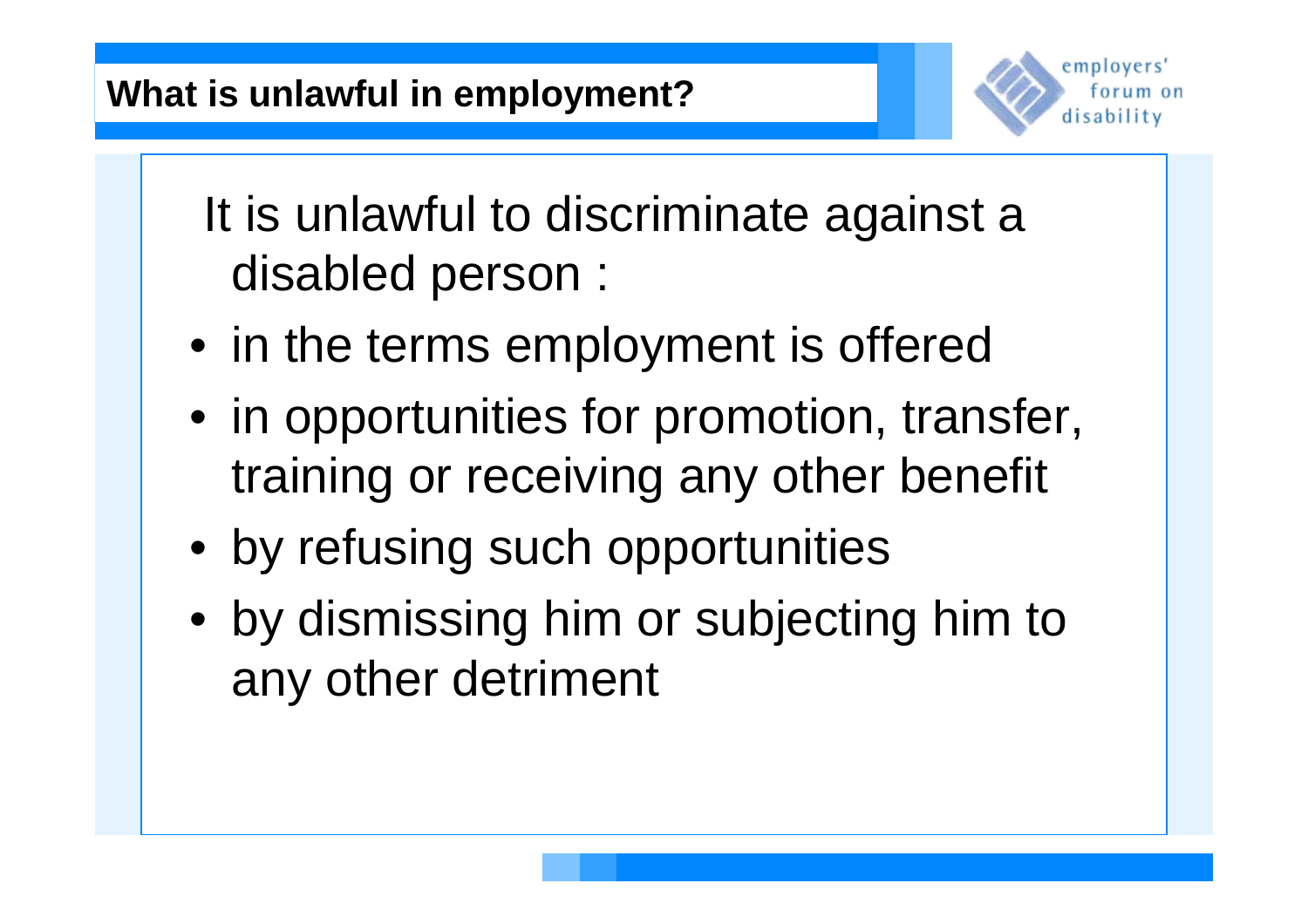## What is unlawful in employment?

It is unlawful to discriminate against a disabled person :

- in the terms employment is offered
- in opportunities for promotion, transfer, training or receiving any other benefit
- by refusing such opportunities
- by dismissing him or subjecting him to any other detriment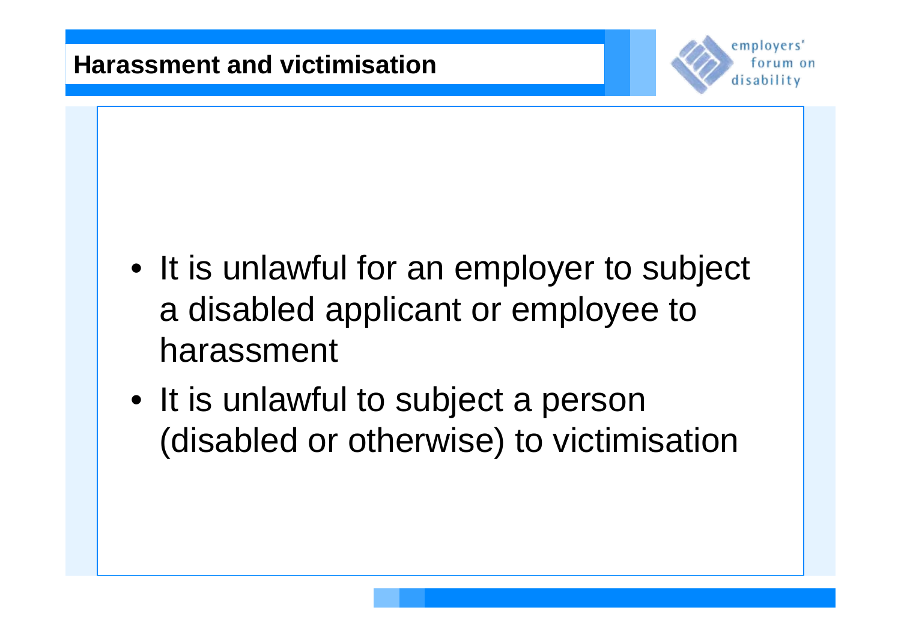## Harassment and victimisation

- It is unlawful for an employer to subject a disabled applicant or employee to harassment
- It is unlawful to subject a person (disabled or otherwise) to victimisation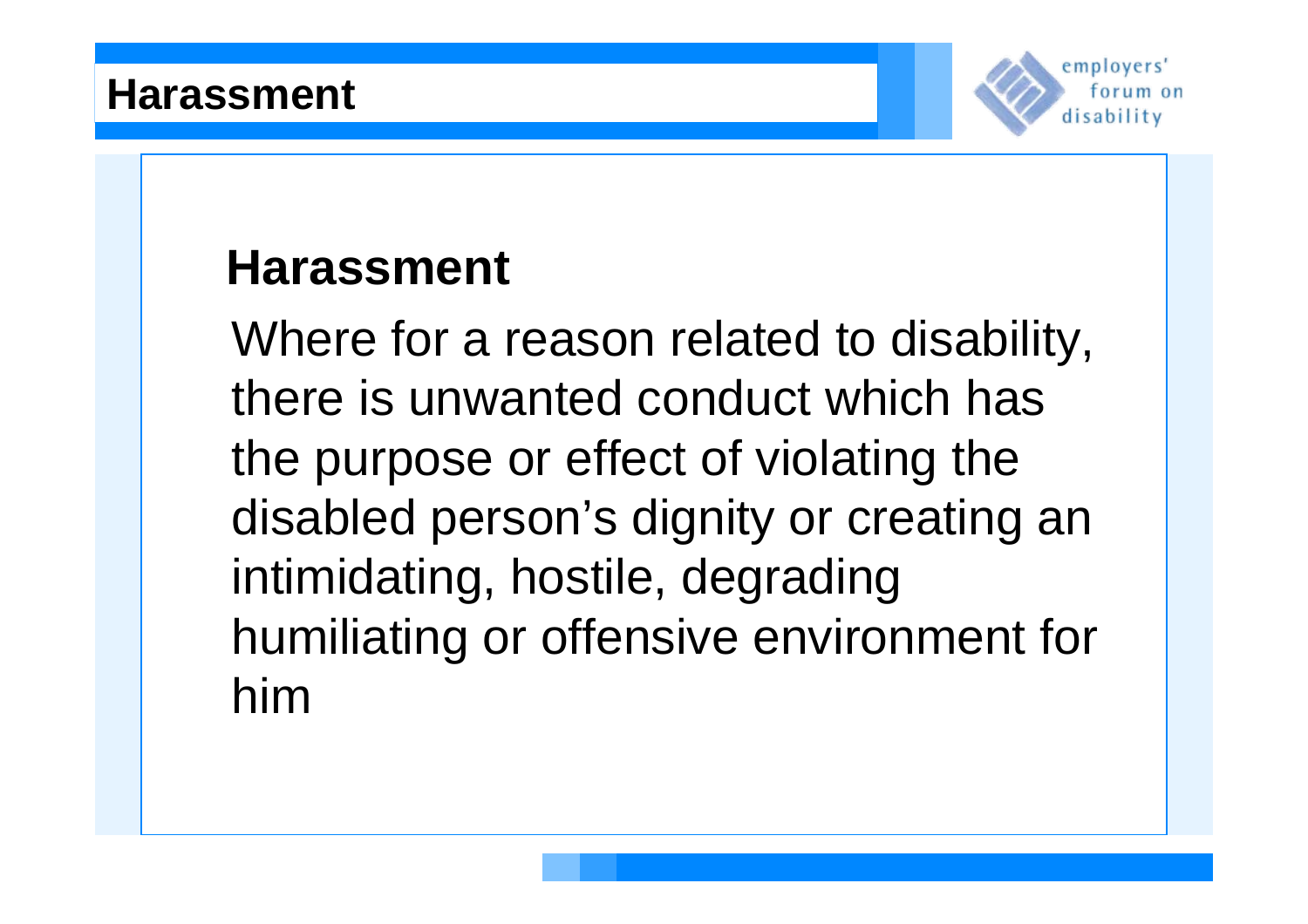# Harassment

## Harassment

Where for a reason related to disability, there is unwanted conduct which has the purpose or effect of violating the disabled person's dignity or creating an intimidating, hostile, degrading humiliating or offensive environment for him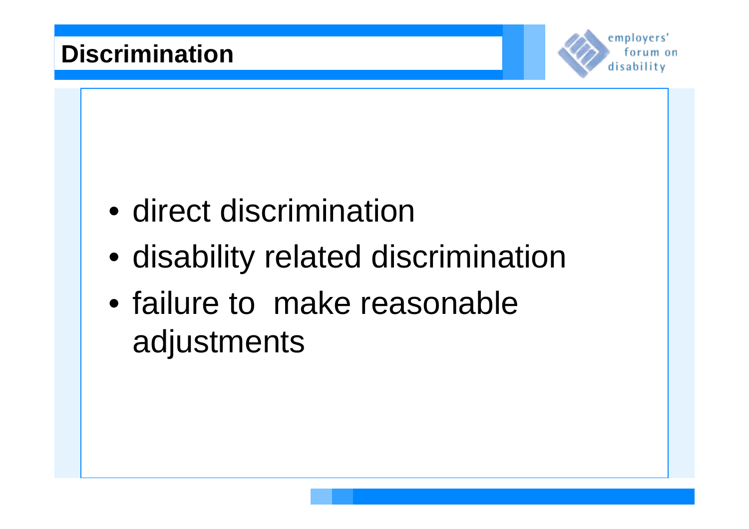# Discrimination

- direct discrimination
- disability related discrimination
- failure to make reasonable adjustments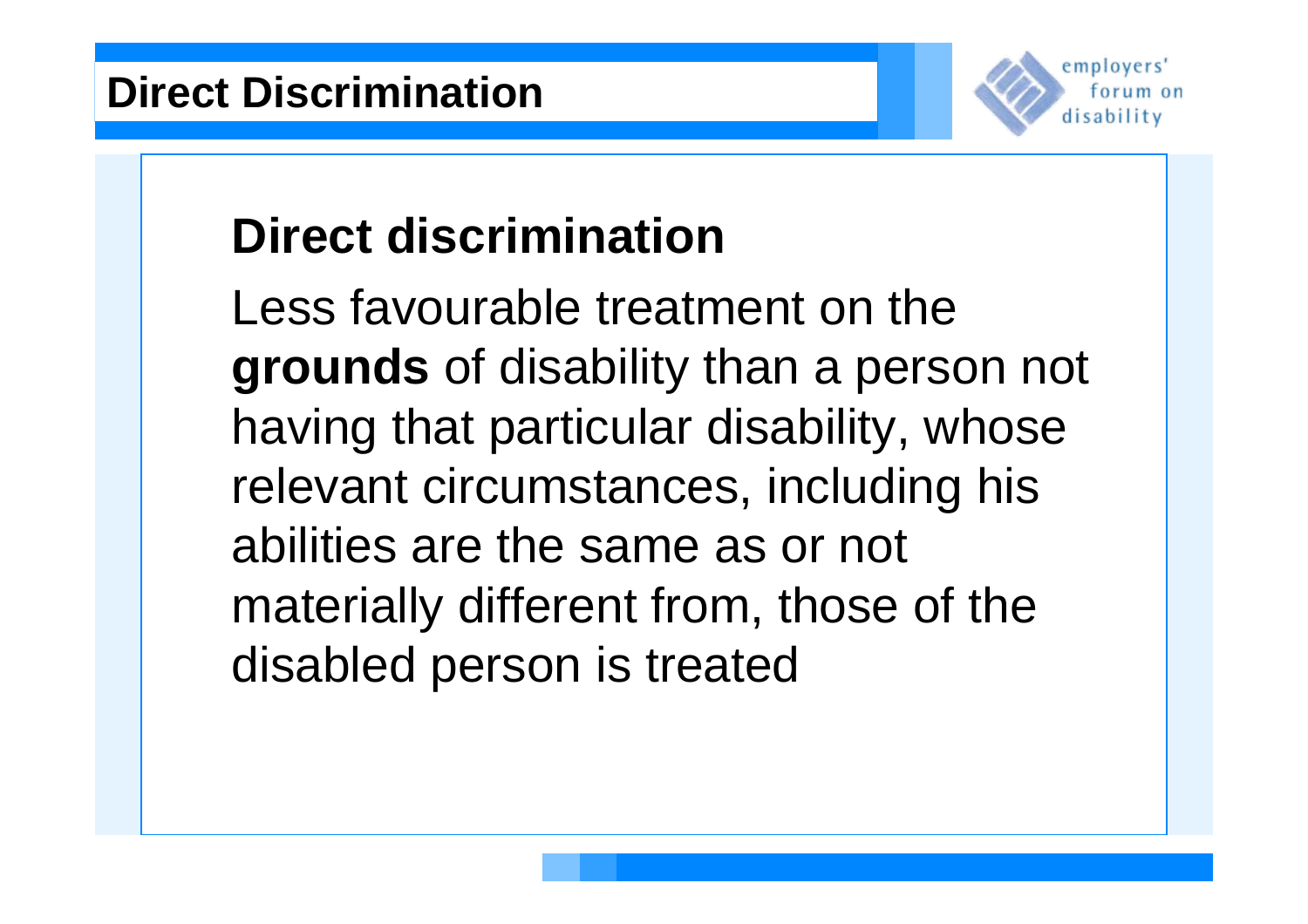# Direct Discrimination

## Direct discrimination

Less favourable treatment on the **grounds** of disability than a person not having that particular disability, whose relevant circumstances, including his abilities are the same as or not materially different from, those of the disabled person is treated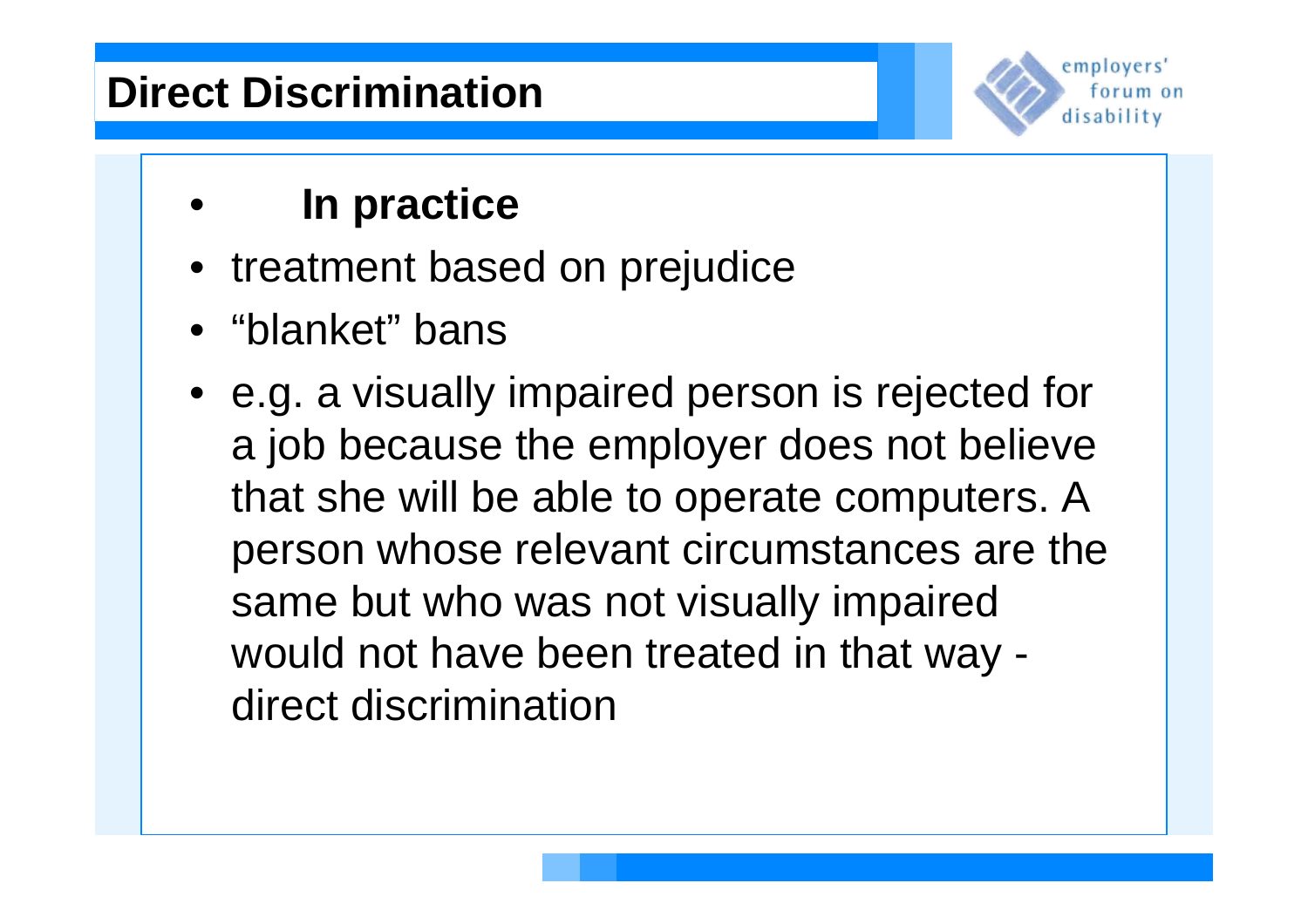# Direct Discrimination

- **In practice**
- treatment based on prejudice
- “blanket” bans
- e.g. a visually impaired person is rejected for a job because the employer does not believe that she will be able to operate computers. A person whose relevant circumstances are the same but who was not visually impaired would not have been treated in that way - direct discrimination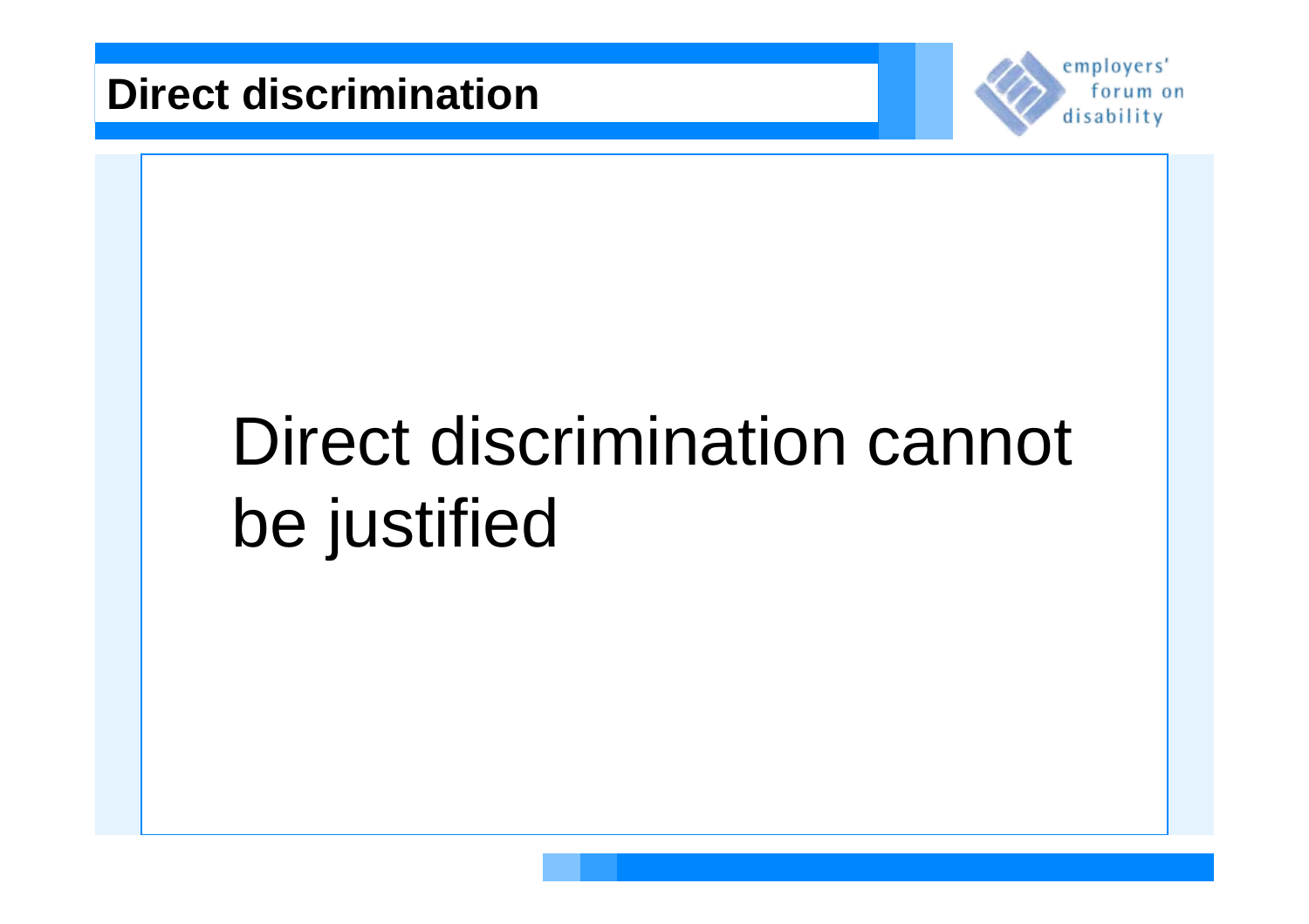# Direct discrimination

Direct discrimination cannot be justified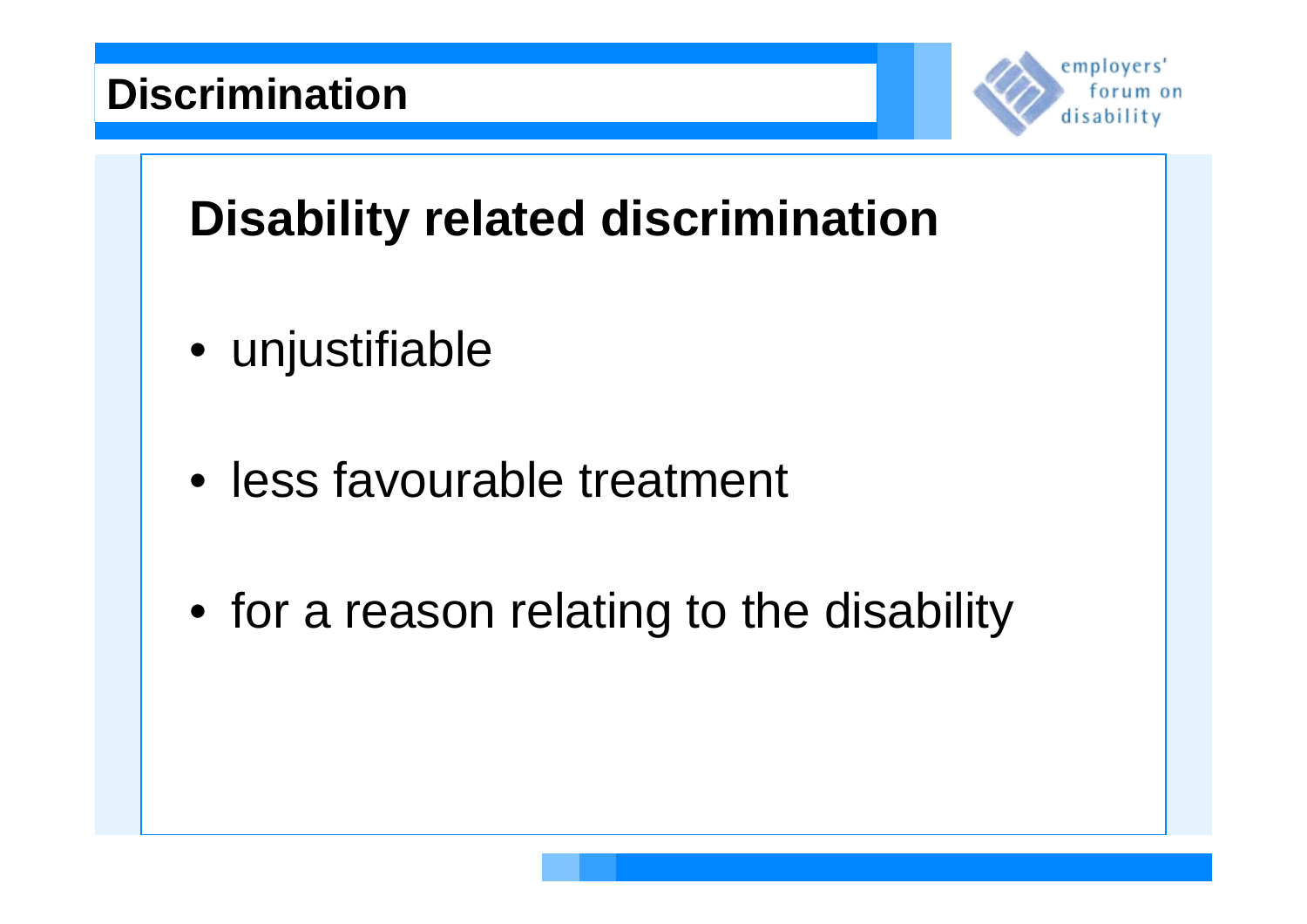# Discrimination

## Disability related discrimination

- unjustifiable
- less favourable treatment
- for a reason relating to the disability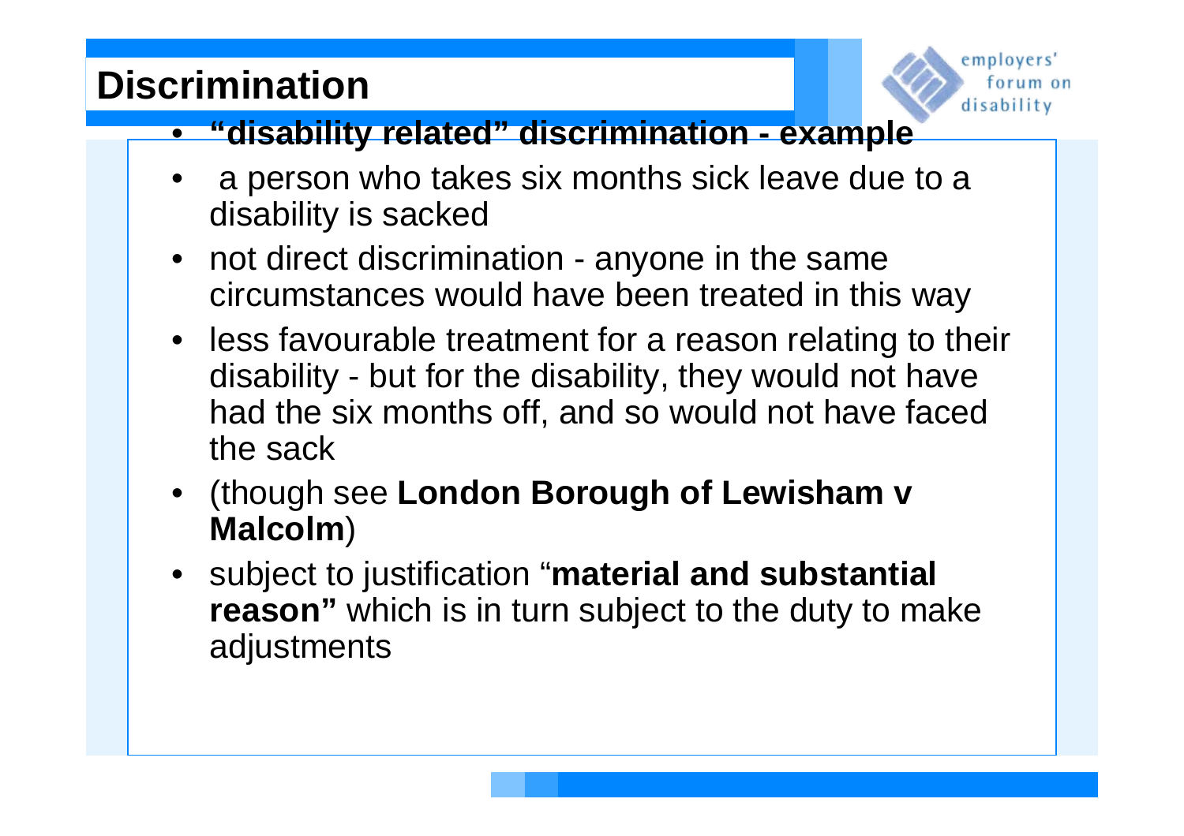# Discrimination

- **"disability related" discrimination - example**
- a person who takes six months sick leave due to a disability is sacked
- not direct discrimination - anyone in the same circumstances would have been treated in this way
- less favourable treatment for a reason relating to their disability - but for the disability, they would not have had the six months off, and so would not have faced the sack
- (though see **London Borough of Lewisham v Malcolm**)
- subject to justification "**material and substantial reason"** which is in turn subject to the duty to make adjustments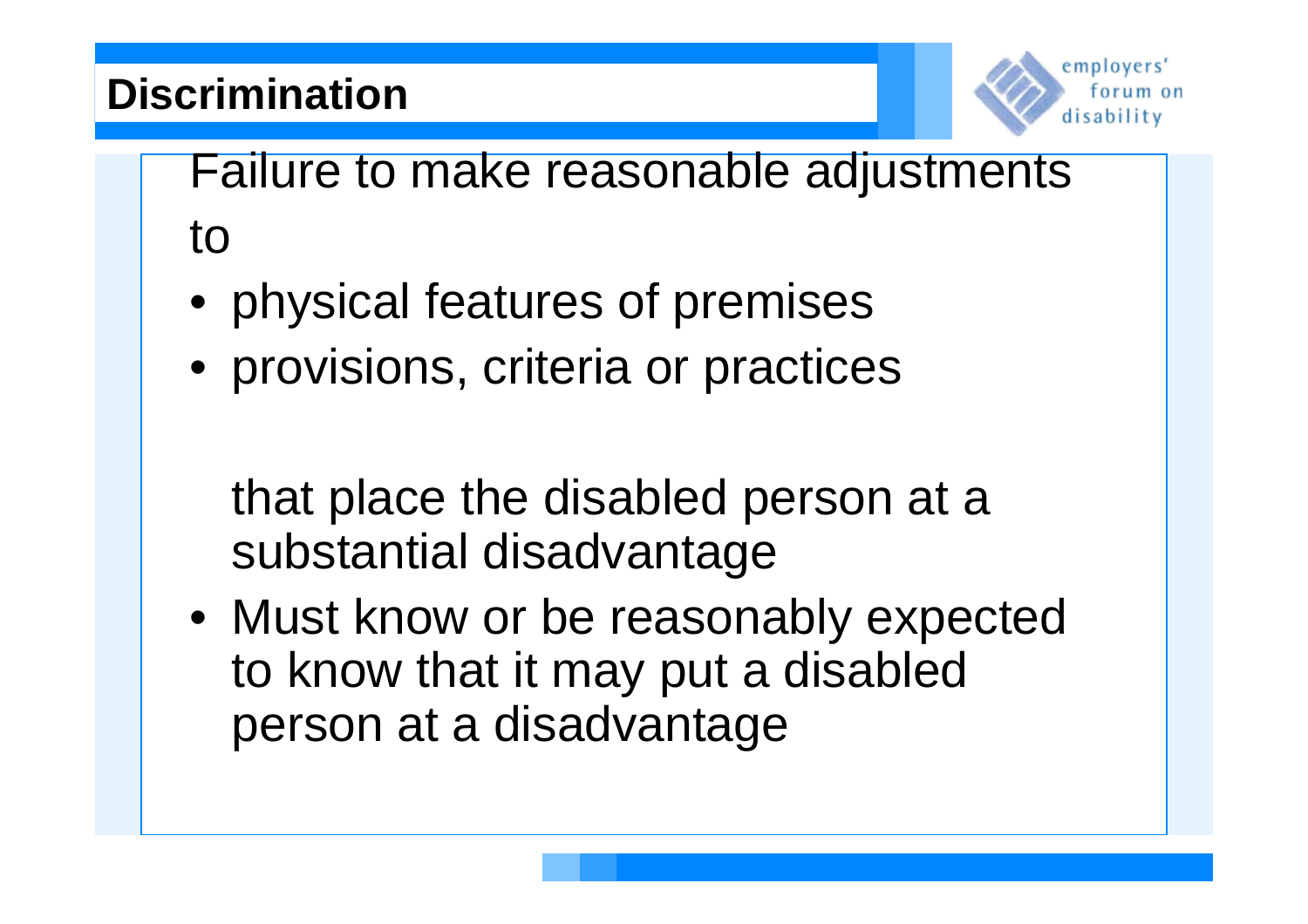# Discrimination

Failure to make reasonable adjustments to

- physical features of premises
- provisions, criteria or practices

  that place the disabled person at a substantial disadvantage

- Must know or be reasonably expected to know that it may put a disabled person at a disadvantage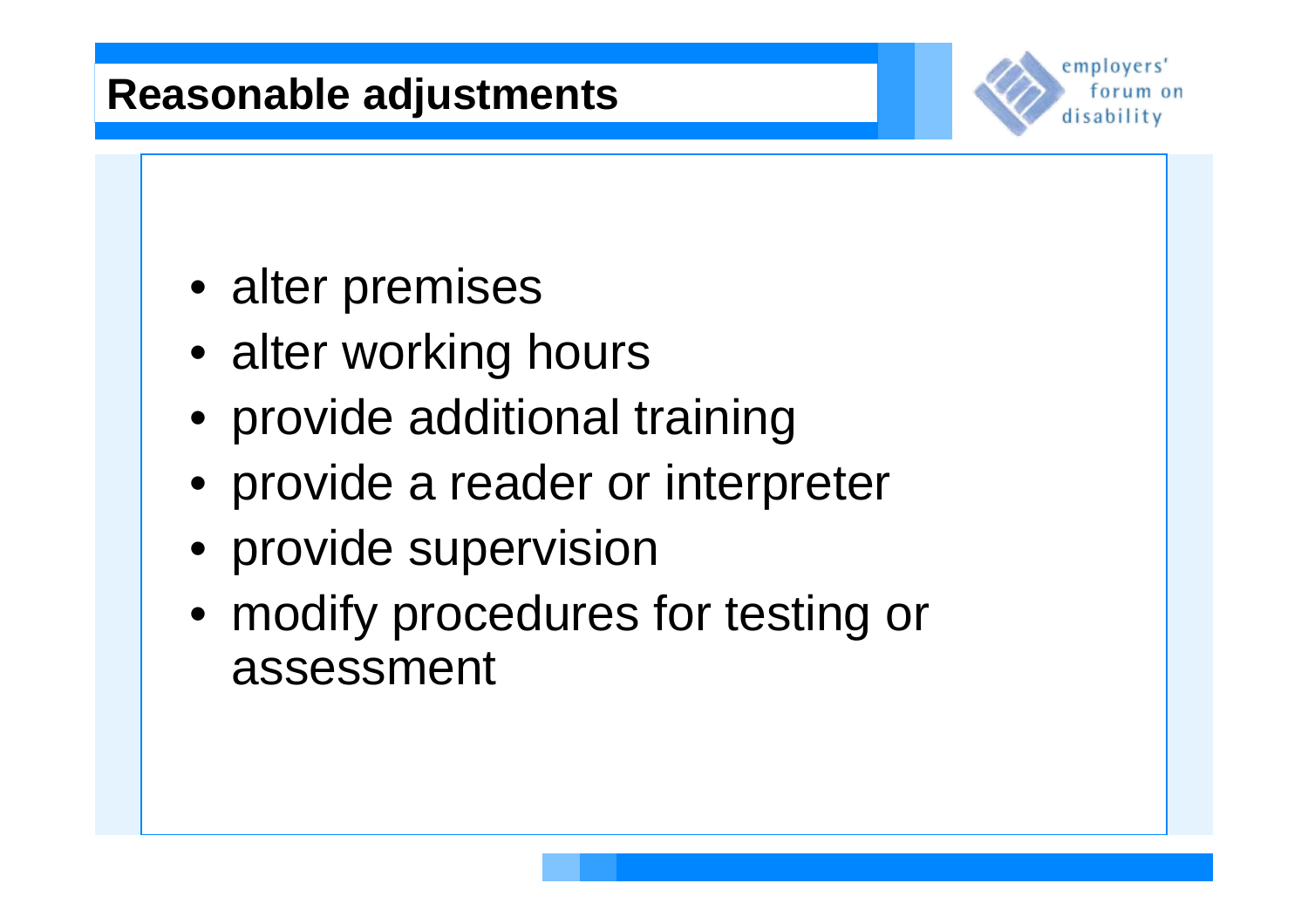# Reasonable adjustments

- alter premises
- alter working hours
- provide additional training
- provide a reader or interpreter
- provide supervision
- modify procedures for testing or assessment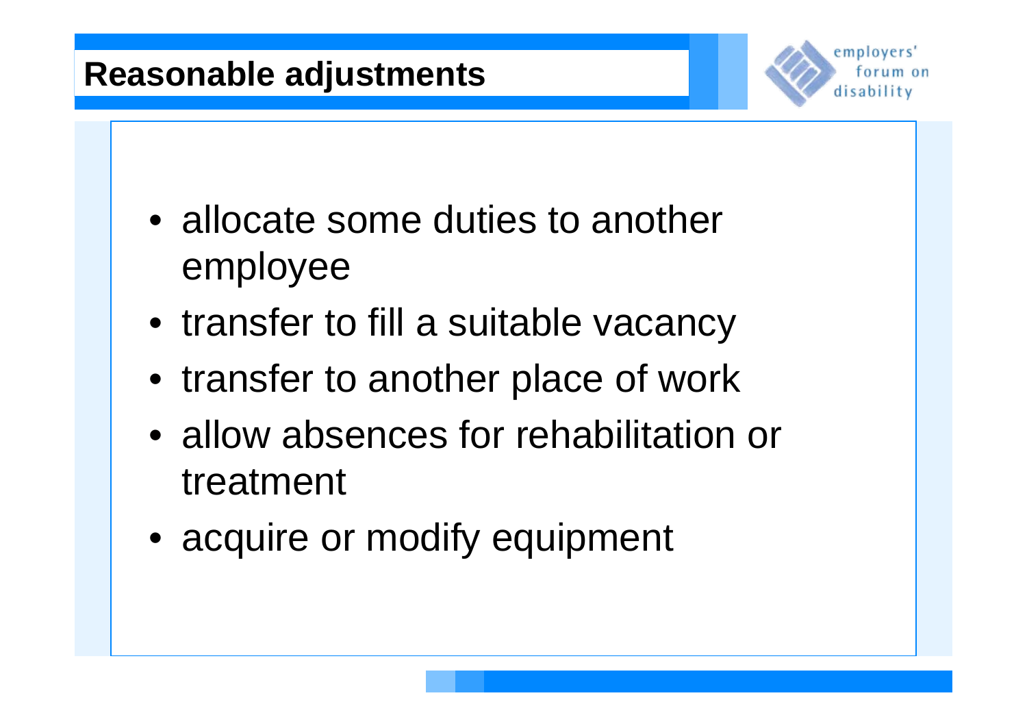# Reasonable adjustments

- allocate some duties to another employee
- transfer to fill a suitable vacancy
- transfer to another place of work
- allow absences for rehabilitation or treatment
- acquire or modify equipment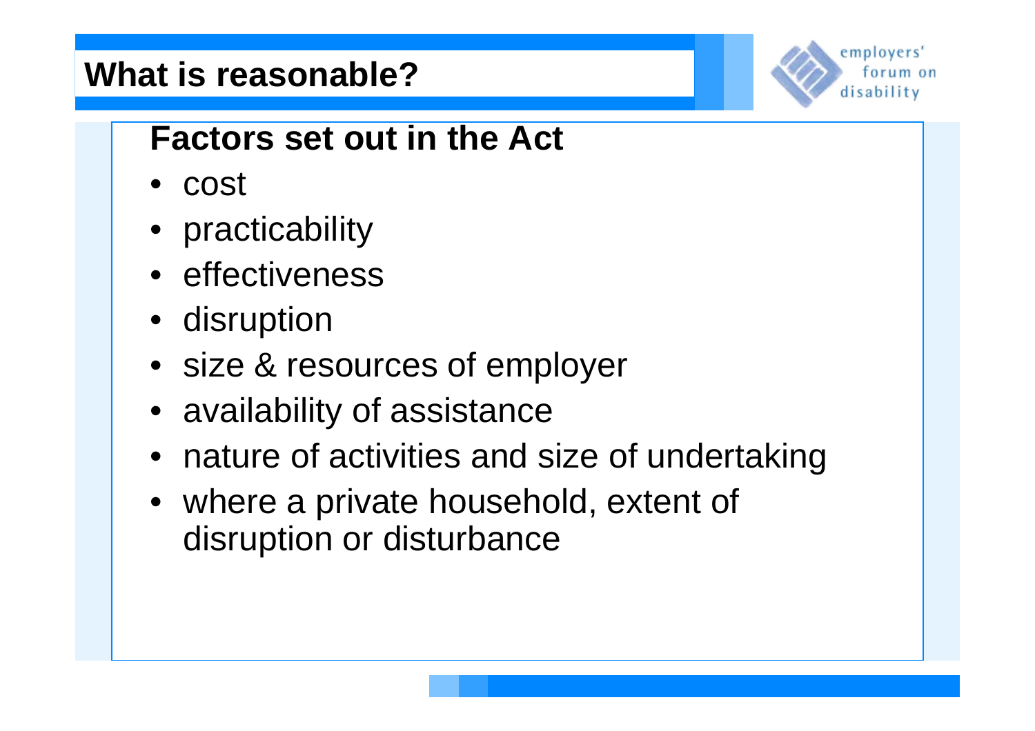# What is reasonable?

## Factors set out in the Act

- cost
- practicability
- effectiveness
- disruption
- size & resources of employer
- availability of assistance
- nature of activities and size of undertaking
- where a private household, extent of disruption or disturbance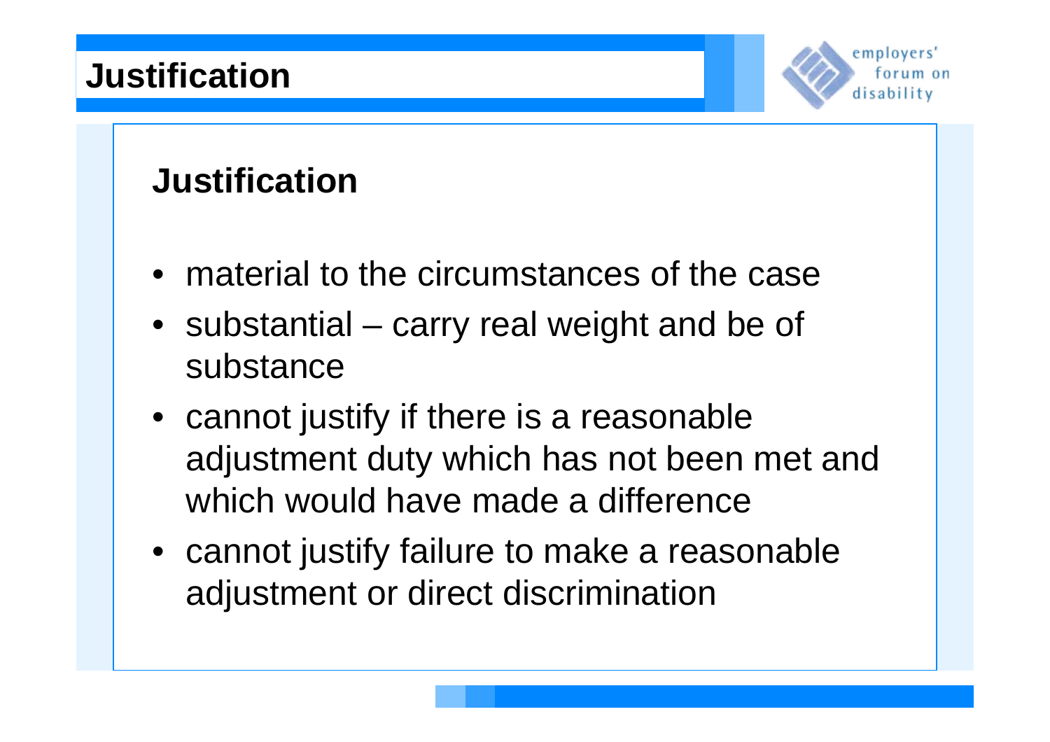# Justification

## Justification

- material to the circumstances of the case
- substantial – carry real weight and be of substance
- cannot justify if there is a reasonable adjustment duty which has not been met and which would have made a difference
- cannot justify failure to make a reasonable adjustment or direct discrimination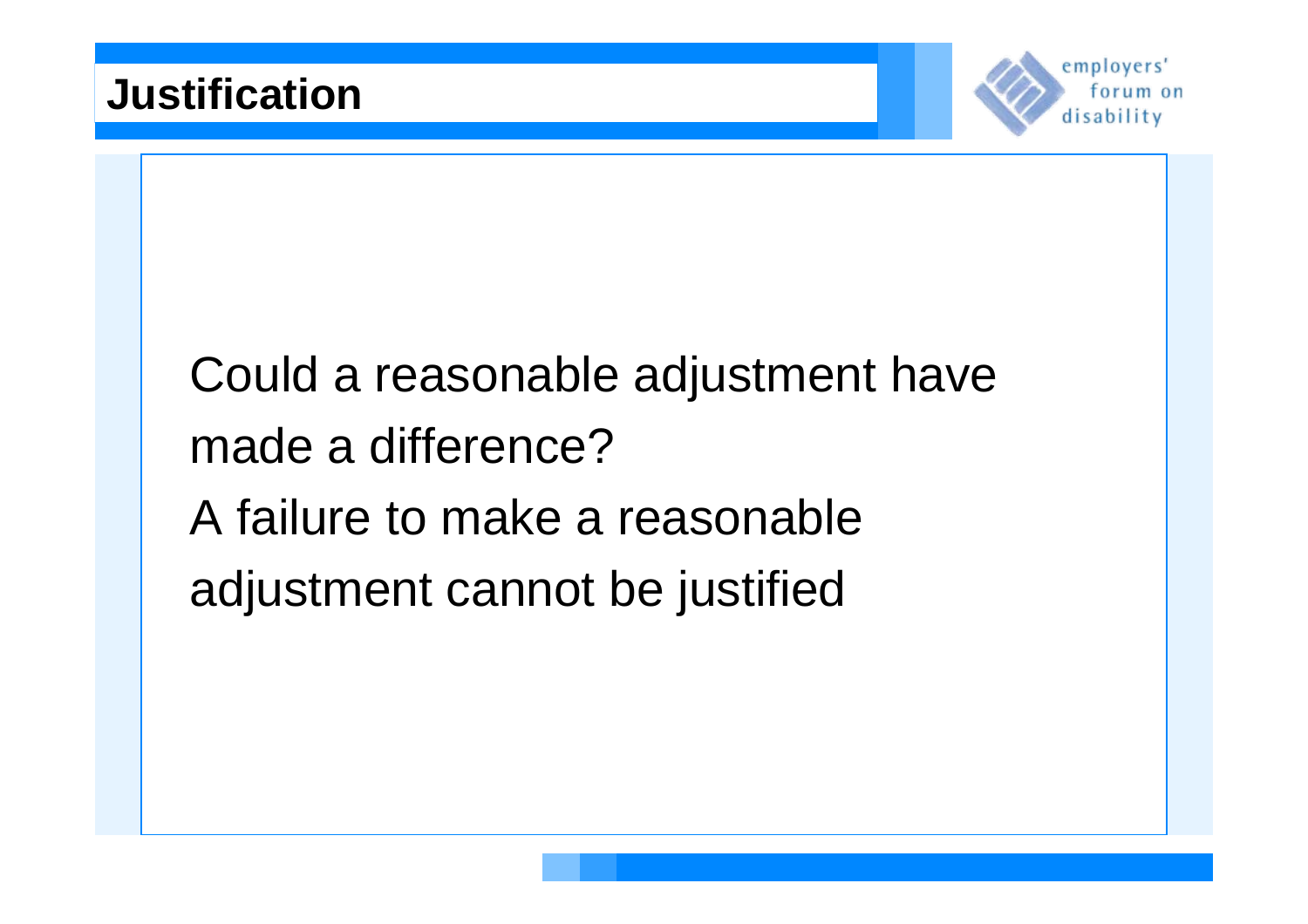# Justification

Could a reasonable adjustment have made a difference?

A failure to make a reasonable adjustment cannot be justified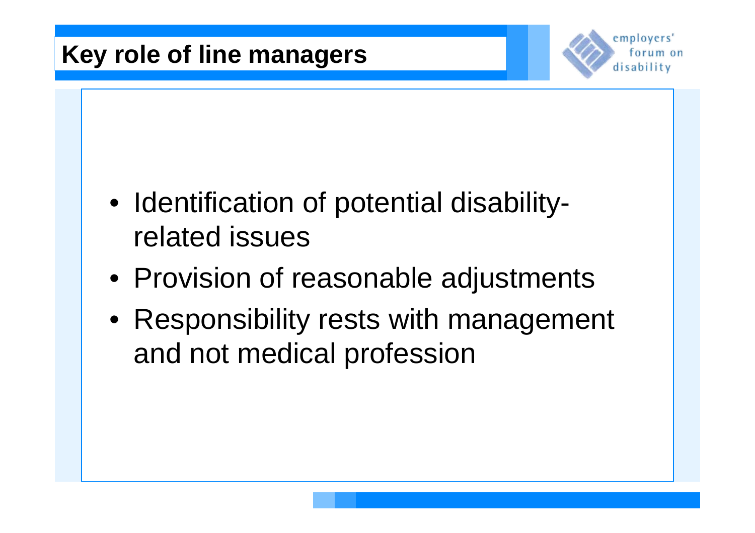## Key role of line managers

- Identification of potential disability-related issues
- Provision of reasonable adjustments
- Responsibility rests with management and not medical profession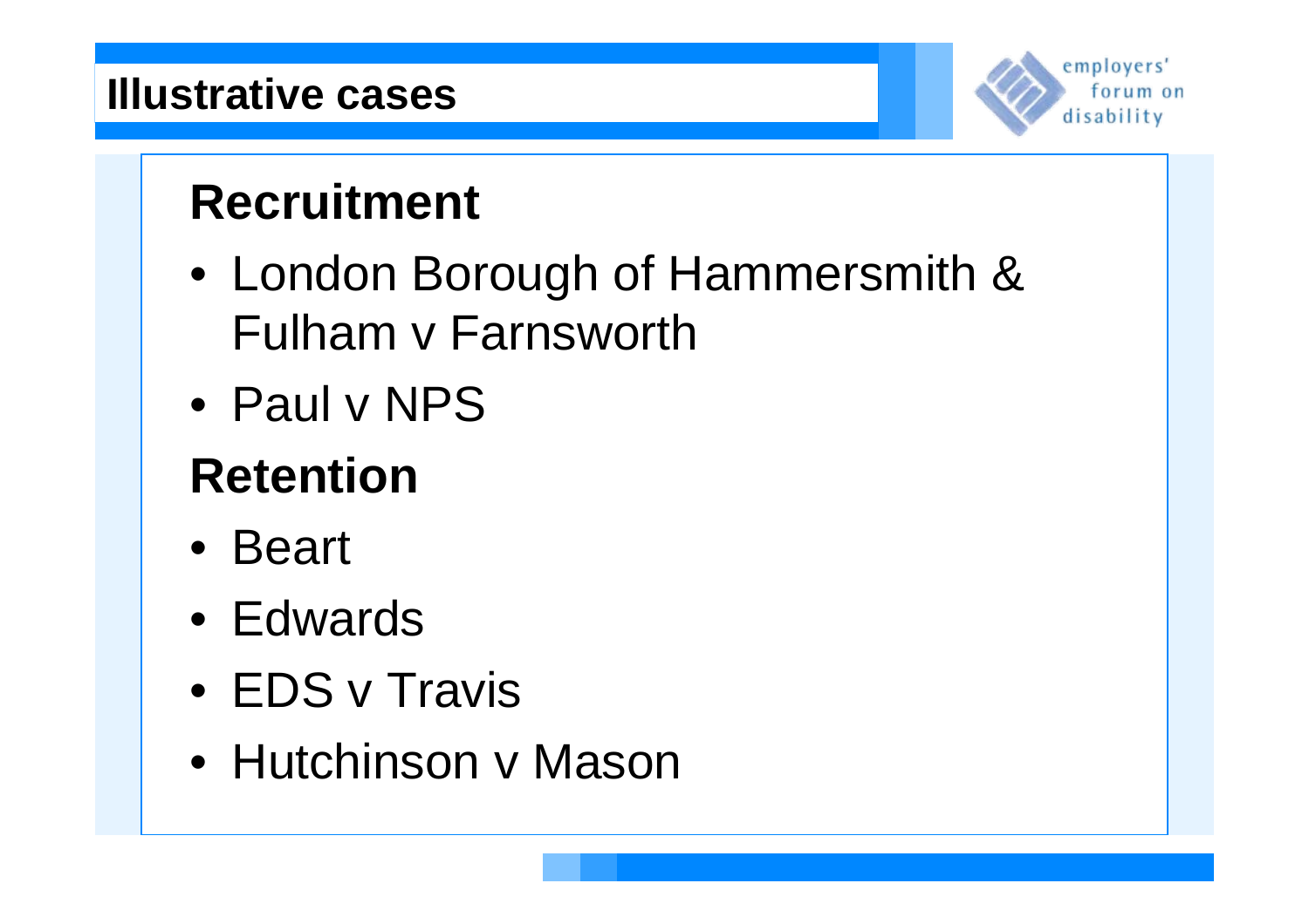# Illustrative cases

## Recruitment

- London Borough of Hammersmith & Fulham v Farnsworth
- Paul v NPS

## Retention

- Beart
- Edwards
- EDS v Travis
- Hutchinson v Mason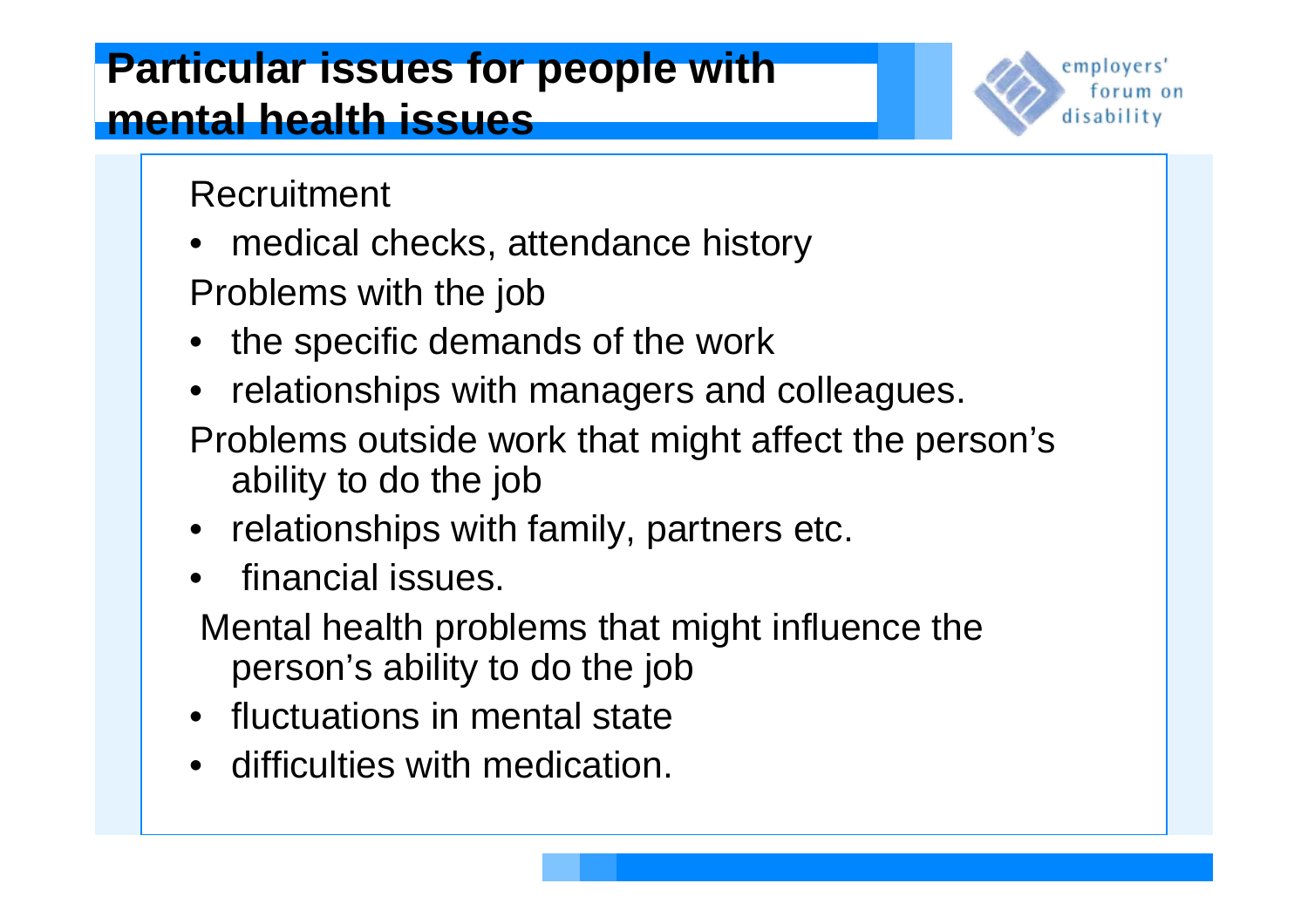# Particular issues for people with mental health issues

Recruitment

- medical checks, attendance history

Problems with the job

- the specific demands of the work
- relationships with managers and colleagues.

Problems outside work that might affect the person's ability to do the job

- relationships with family, partners etc.
- financial issues.

Mental health problems that might influence the person's ability to do the job

- fluctuations in mental state
- difficulties with medication.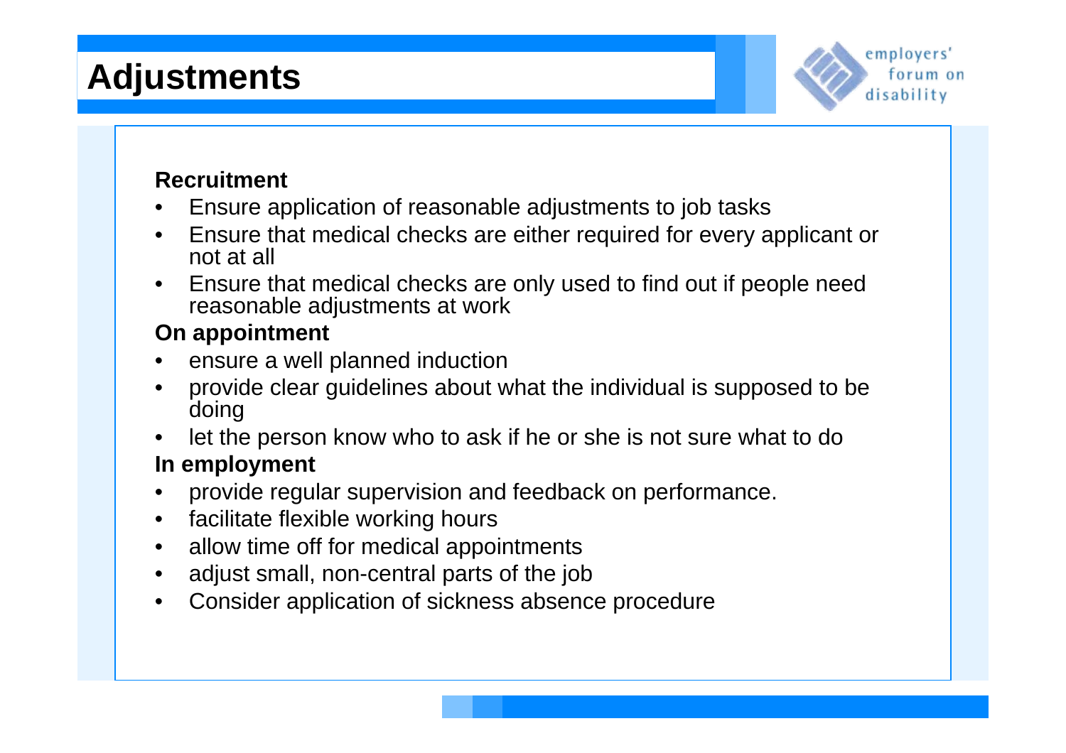# Adjustments

employers' forum on disability

**Recruitment**

- Ensure application of reasonable adjustments to job tasks
- Ensure that medical checks are either required for every applicant or not at all
- Ensure that medical checks are only used to find out if people need reasonable adjustments at work

**On appointment**

- ensure a well planned induction
- provide clear guidelines about what the individual is supposed to be doing
- let the person know who to ask if he or she is not sure what to do

**In employment**

- provide regular supervision and feedback on performance.
- facilitate flexible working hours
- allow time off for medical appointments
- adjust small, non-central parts of the job
- Consider application of sickness absence procedure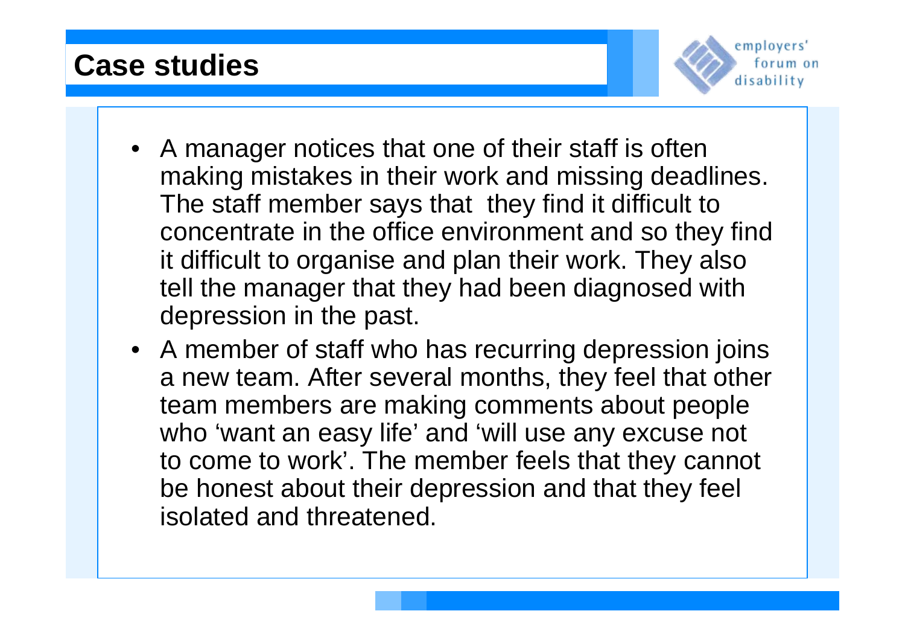# Case studies

- A manager notices that one of their staff is often making mistakes in their work and missing deadlines. The staff member says that they find it difficult to concentrate in the office environment and so they find it difficult to organise and plan their work. They also tell the manager that they had been diagnosed with depression in the past.
- A member of staff who has recurring depression joins a new team. After several months, they feel that other team members are making comments about people who 'want an easy life' and 'will use any excuse not to come to work'. The member feels that they cannot be honest about their depression and that they feel isolated and threatened.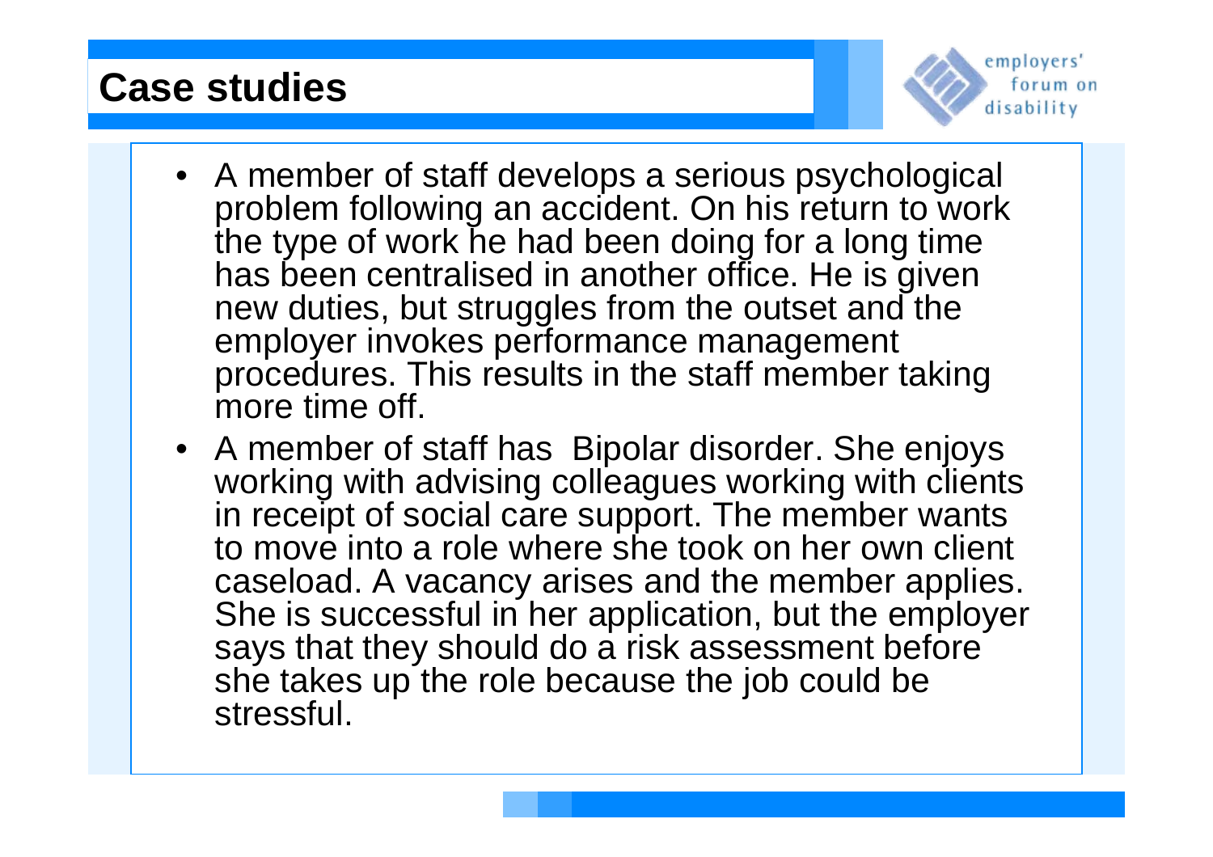# Case studies

- A member of staff develops a serious psychological problem following an accident. On his return to work the type of work he had been doing for a long time has been centralised in another office. He is given new duties, but struggles from the outset and the employer invokes performance management procedures. This results in the staff member taking more time off.
- A member of staff has Bipolar disorder. She enjoys working with advising colleagues working with clients in receipt of social care support. The member wants to move into a role where she took on her own client caseload. A vacancy arises and the member applies. She is successful in her application, but the employer says that they should do a risk assessment before she takes up the role because the job could be stressful.